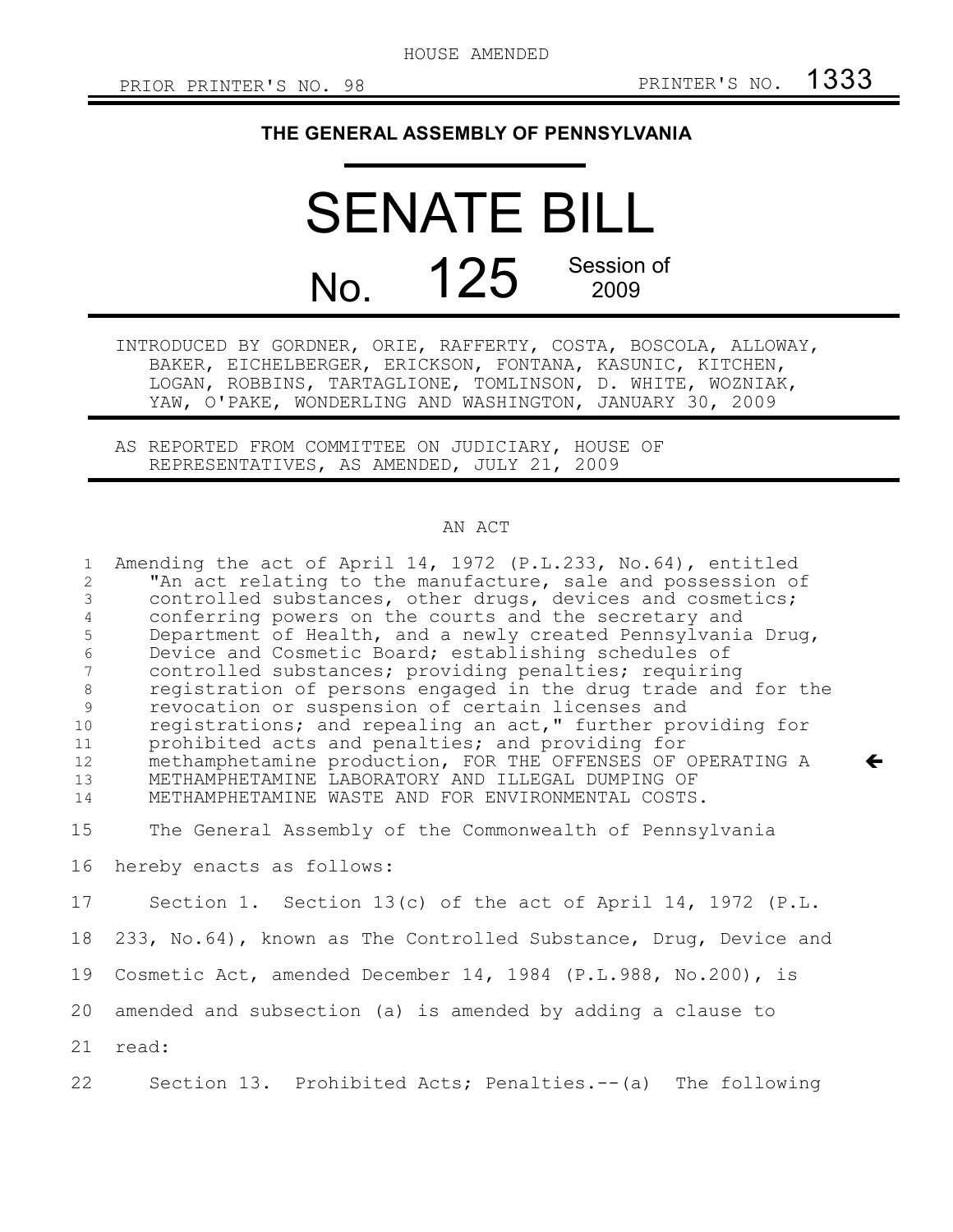HOUSE AMENDED

PRIOR PRINTER'S NO. 98 PRINTER'S NO. 1333

# THE GENERAL ASSEMBLY OF PENNSYLVANIA

# SENATE BILL

# No. 125 Session of 2009

INTRODUCED BY GORDNER, ORIE, RAFFERTY, COSTA, BOSCOLA, ALLOWAY, BAKER, EICHELBERGER, ERICKSON, FONTANA, KASUNIC, KITCHEN, LOGAN, ROBBINS, TARTAGLIONE, TOMLINSON, D. WHITE, WOZNIAK, YAW, O'PAKE, WONDERLING AND WASHINGTON, JANUARY 30, 2009

AS REPORTED FROM COMMITTEE ON JUDICIARY, HOUSE OF REPRESENTATIVES, AS AMENDED, JULY 21, 2009

AN ACT

Amending the act of April 14, 1972 (P.L.233, No.64), entitled "An act relating to the manufacture, sale and possession of controlled substances, other drugs, devices and cosmetics; conferring powers on the courts and the secretary and Department of Health, and a newly created Pennsylvania Drug, Device and Cosmetic Board; establishing schedules of controlled substances; providing penalties; requiring registration of persons engaged in the drug trade and for the revocation or suspension of certain licenses and registrations; and repealing an act," further providing for prohibited acts and penalties; and providing for methamphetamine production, FOR THE OFFENSES OF OPERATING A METHAMPHETAMINE LABORATORY AND ILLEGAL DUMPING OF METHAMPHETAMINE WASTE AND FOR ENVIRONMENTAL COSTS.

The General Assembly of the Commonwealth of Pennsylvania hereby enacts as follows:

Section 1. Section 13(c) of the act of April 14, 1972 (P.L. 233, No.64), known as The Controlled Substance, Drug, Device and Cosmetic Act, amended December 14, 1984 (P.L.988, No.200), is amended and subsection (a) is amended by adding a clause to read:

Section 13. Prohibited Acts; Penalties.--(a) The following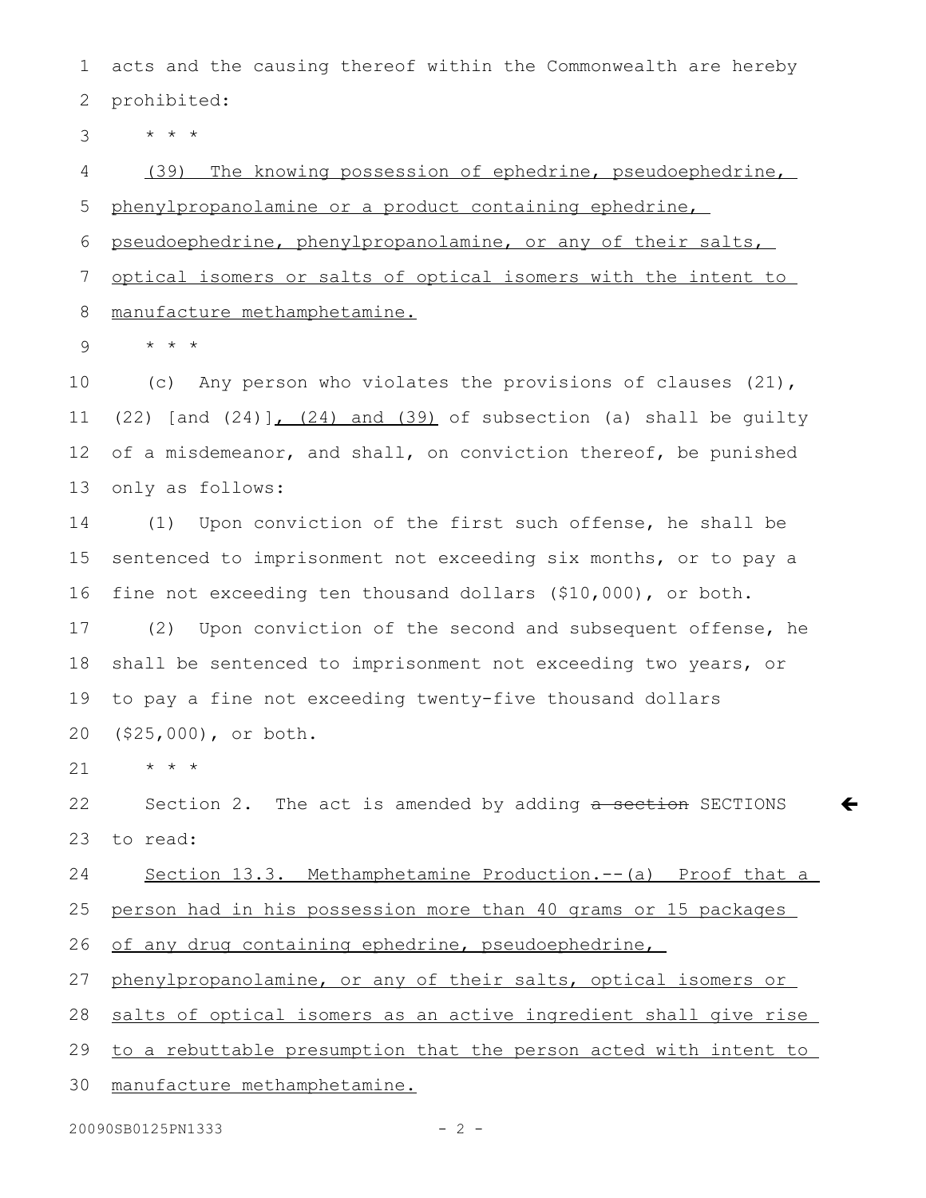acts and the causing thereof within the Commonwealth are hereby prohibited:

* * *

<u>(39) The knowing possession of ephedrine, pseudoephedrine, phenylpropanolamine or a product containing ephedrine, pseudoephedrine, phenylpropanolamine, or any of their salts, optical isomers or salts of optical isomers with the intent to manufacture methamphetamine.</u>

* * *

(c) Any person who violates the provisions of clauses (21), (22) [and (24)]<u>, (24) and (39)</u> of subsection (a) shall be guilty of a misdemeanor, and shall, on conviction thereof, be punished only as follows:

(1) Upon conviction of the first such offense, he shall be sentenced to imprisonment not exceeding six months, or to pay a fine not exceeding ten thousand dollars ($10,000), or both.

(2) Upon conviction of the second and subsequent offense, he shall be sentenced to imprisonment not exceeding two years, or to pay a fine not exceeding twenty-five thousand dollars ($25,000), or both.

* * *

Section 2. The act is amended by adding ~~a section~~ SECTIONS to read:

<u>Section 13.3. Methamphetamine Production.--(a) Proof that a person had in his possession more than 40 grams or 15 packages of any drug containing ephedrine, pseudoephedrine, phenylpropanolamine, or any of their salts, optical isomers or salts of optical isomers as an active ingredient shall give rise to a rebuttable presumption that the person acted with intent to manufacture methamphetamine.</u>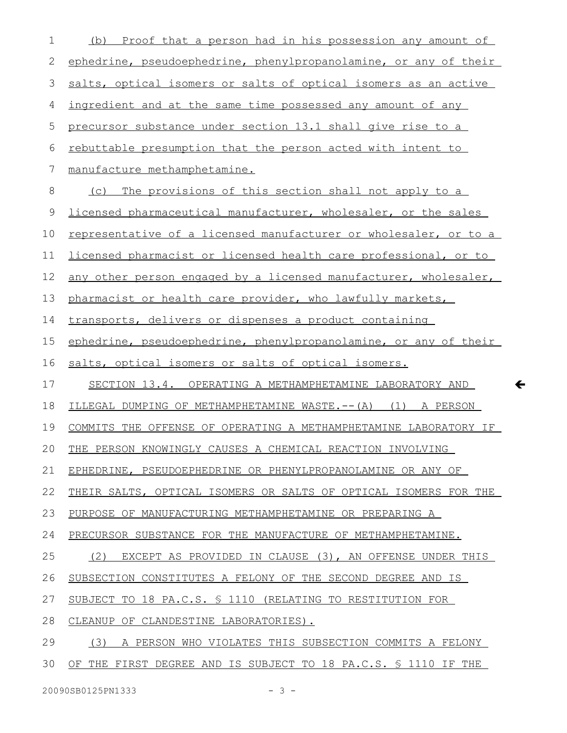(b) Proof that a person had in his possession any amount of ephedrine, pseudoephedrine, phenylpropanolamine, or any of their salts, optical isomers or salts of optical isomers as an active ingredient and at the same time possessed any amount of any precursor substance under section 13.1 shall give rise to a rebuttable presumption that the person acted with intent to manufacture methamphetamine.

(c) The provisions of this section shall not apply to a licensed pharmaceutical manufacturer, wholesaler, or the sales representative of a licensed manufacturer or wholesaler, or to a licensed pharmacist or licensed health care professional, or to any other person engaged by a licensed manufacturer, wholesaler, pharmacist or health care provider, who lawfully markets, transports, delivers or dispenses a product containing ephedrine, pseudoephedrine, phenylpropanolamine, or any of their salts, optical isomers or salts of optical isomers.

SECTION 13.4. OPERATING A METHAMPHETAMINE LABORATORY AND ILLEGAL DUMPING OF METHAMPHETAMINE WASTE.--(A) (1) A PERSON COMMITS THE OFFENSE OF OPERATING A METHAMPHETAMINE LABORATORY IF THE PERSON KNOWINGLY CAUSES A CHEMICAL REACTION INVOLVING EPHEDRINE, PSEUDOEPHEDRINE OR PHENYLPROPANOLAMINE OR ANY OF THEIR SALTS, OPTICAL ISOMERS OR SALTS OF OPTICAL ISOMERS FOR THE PURPOSE OF MANUFACTURING METHAMPHETAMINE OR PREPARING A PRECURSOR SUBSTANCE FOR THE MANUFACTURE OF METHAMPHETAMINE.

(2) EXCEPT AS PROVIDED IN CLAUSE (3), AN OFFENSE UNDER THIS SUBSECTION CONSTITUTES A FELONY OF THE SECOND DEGREE AND IS SUBJECT TO 18 PA.C.S. § 1110 (RELATING TO RESTITUTION FOR CLEANUP OF CLANDESTINE LABORATORIES).

(3) A PERSON WHO VIOLATES THIS SUBSECTION COMMITS A FELONY OF THE FIRST DEGREE AND IS SUBJECT TO 18 PA.C.S. § 1110 IF THE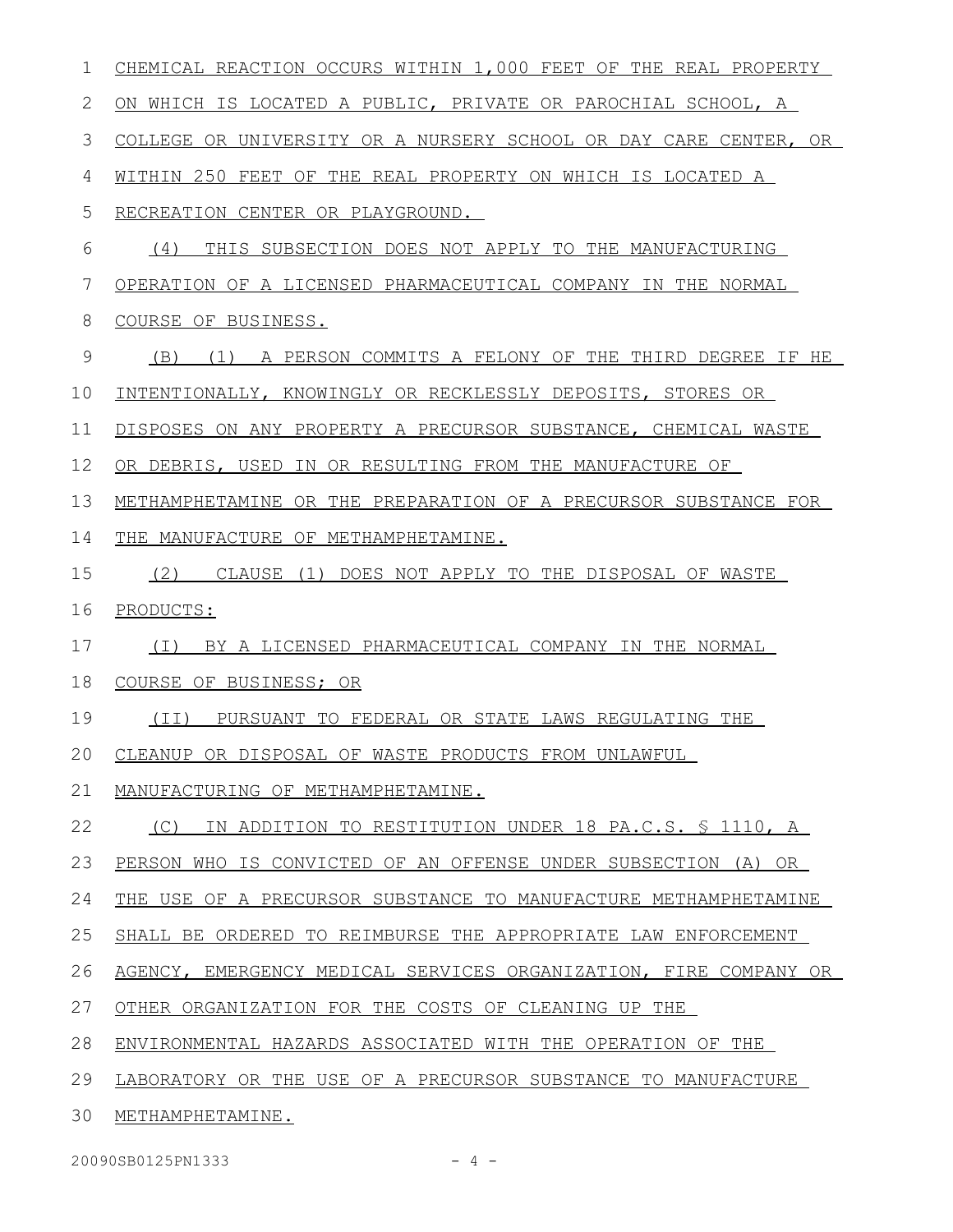CHEMICAL REACTION OCCURS WITHIN 1,000 FEET OF THE REAL PROPERTY ON WHICH IS LOCATED A PUBLIC, PRIVATE OR PAROCHIAL SCHOOL, A COLLEGE OR UNIVERSITY OR A NURSERY SCHOOL OR DAY CARE CENTER, OR WITHIN 250 FEET OF THE REAL PROPERTY ON WHICH IS LOCATED A RECREATION CENTER OR PLAYGROUND.

(4) THIS SUBSECTION DOES NOT APPLY TO THE MANUFACTURING OPERATION OF A LICENSED PHARMACEUTICAL COMPANY IN THE NORMAL COURSE OF BUSINESS.

(B) (1) A PERSON COMMITS A FELONY OF THE THIRD DEGREE IF HE INTENTIONALLY, KNOWINGLY OR RECKLESSLY DEPOSITS, STORES OR DISPOSES ON ANY PROPERTY A PRECURSOR SUBSTANCE, CHEMICAL WASTE OR DEBRIS, USED IN OR RESULTING FROM THE MANUFACTURE OF METHAMPHETAMINE OR THE PREPARATION OF A PRECURSOR SUBSTANCE FOR THE MANUFACTURE OF METHAMPHETAMINE.

(2) CLAUSE (1) DOES NOT APPLY TO THE DISPOSAL OF WASTE PRODUCTS:

(I) BY A LICENSED PHARMACEUTICAL COMPANY IN THE NORMAL COURSE OF BUSINESS; OR

(II) PURSUANT TO FEDERAL OR STATE LAWS REGULATING THE CLEANUP OR DISPOSAL OF WASTE PRODUCTS FROM UNLAWFUL MANUFACTURING OF METHAMPHETAMINE.

(C) IN ADDITION TO RESTITUTION UNDER 18 PA.C.S. § 1110, A PERSON WHO IS CONVICTED OF AN OFFENSE UNDER SUBSECTION (A) OR THE USE OF A PRECURSOR SUBSTANCE TO MANUFACTURE METHAMPHETAMINE SHALL BE ORDERED TO REIMBURSE THE APPROPRIATE LAW ENFORCEMENT AGENCY, EMERGENCY MEDICAL SERVICES ORGANIZATION, FIRE COMPANY OR OTHER ORGANIZATION FOR THE COSTS OF CLEANING UP THE ENVIRONMENTAL HAZARDS ASSOCIATED WITH THE OPERATION OF THE LABORATORY OR THE USE OF A PRECURSOR SUBSTANCE TO MANUFACTURE METHAMPHETAMINE.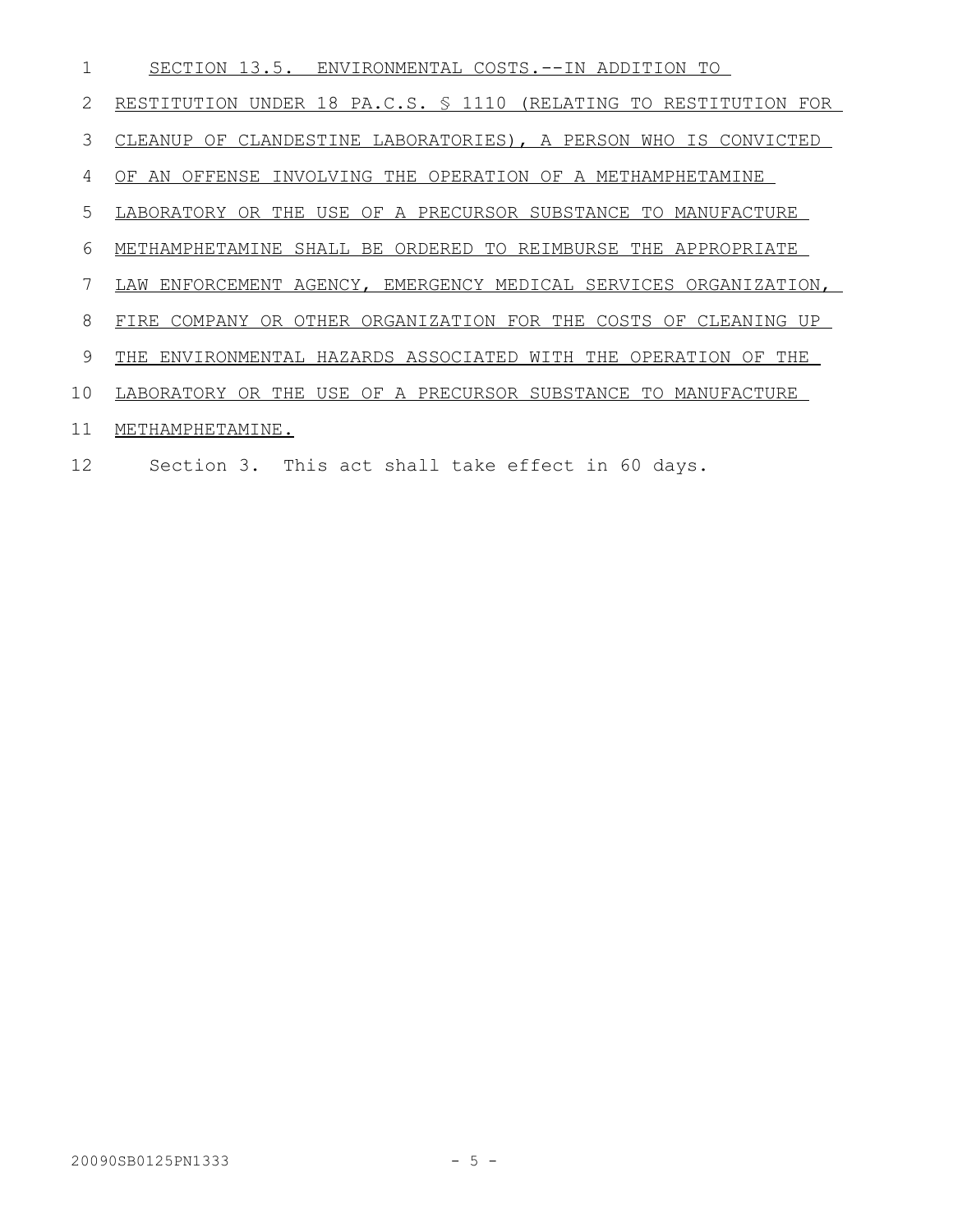SECTION 13.5. ENVIRONMENTAL COSTS.--IN ADDITION TO RESTITUTION UNDER 18 PA.C.S. § 1110 (RELATING TO RESTITUTION FOR CLEANUP OF CLANDESTINE LABORATORIES), A PERSON WHO IS CONVICTED OF AN OFFENSE INVOLVING THE OPERATION OF A METHAMPHETAMINE LABORATORY OR THE USE OF A PRECURSOR SUBSTANCE TO MANUFACTURE METHAMPHETAMINE SHALL BE ORDERED TO REIMBURSE THE APPROPRIATE LAW ENFORCEMENT AGENCY, EMERGENCY MEDICAL SERVICES ORGANIZATION, FIRE COMPANY OR OTHER ORGANIZATION FOR THE COSTS OF CLEANING UP THE ENVIRONMENTAL HAZARDS ASSOCIATED WITH THE OPERATION OF THE LABORATORY OR THE USE OF A PRECURSOR SUBSTANCE TO MANUFACTURE METHAMPHETAMINE.

Section 3. This act shall take effect in 60 days.